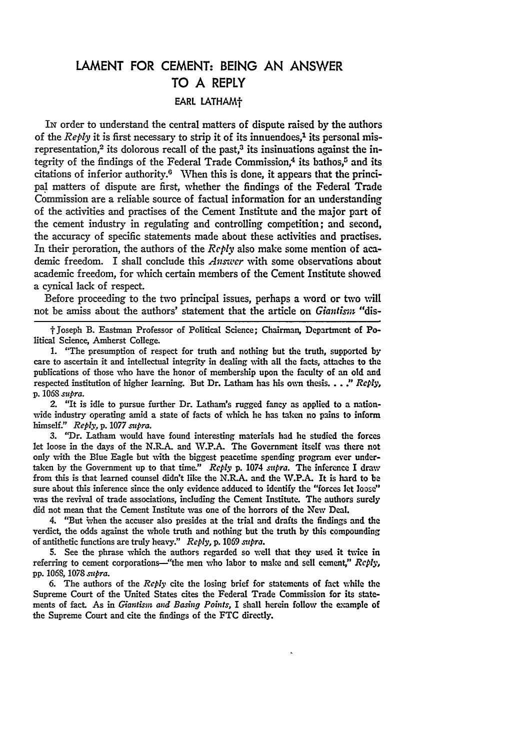# LAMENT FOR CEMENT: BEING AN ANSWER TO A REPLY

EARL LATHAM†

In order to understand the central matters of dispute raised by the authors of the *Reply* it is first necessary to strip it of its innuendoes,[1] its personal misrepresentation,[2] its dolorous recall of the past,[3] its insinuations against the integrity of the findings of the Federal Trade Commission,[4] its bathos,[5] and its citations of inferior authority.[6] When this is done, it appears that the principal matters of dispute are first, whether the findings of the Federal Trade Commission are a reliable source of factual information for an understanding of the activities and practises of the Cement Institute and the major part of the cement industry in regulating and controlling competition; and second, the accuracy of specific statements made about these activities and practises. In their peroration, the authors of the *Reply* also make some mention of academic freedom. I shall conclude this *Answer* with some observations about academic freedom, for which certain members of the Cement Institute showed a cynical lack of respect.

Before proceeding to the two principal issues, perhaps a word or two will not be amiss about the authors' statement that the article on *Giantism* "dis-

---

† Joseph B. Eastman Professor of Political Science; Chairman, Department of Political Science, Amherst College.

1. "The presumption of respect for truth and nothing but the truth, supported by care to ascertain it and intellectual integrity in dealing with all the facts, attaches to the publications of those who have the honor of membership upon the faculty of an old and respected institution of higher learning. But Dr. Latham has his own thesis. . . ." *Reply*, p. 1068 *supra*.

2. "It is idle to pursue further Dr. Latham's rugged fancy as applied to a nationwide industry operating amid a state of facts of which he has taken no pains to inform himself." *Reply*, p. 1077 *supra*.

3. "Dr. Latham would have found interesting materials had he studied the forces let loose in the days of the N.R.A. and W.P.A. The Government itself was there not only with the Blue Eagle but with the biggest peacetime spending program ever undertaken by the Government up to that time." *Reply* p. 1074 *supra*. The inference I draw from this is that learned counsel didn't like the N.R.A. and the W.P.A. It is hard to be sure about this inference since the only evidence adduced to identify the "forces let loose" was the revival of trade associations, including the Cement Institute. The authors surely did not mean that the Cement Institute was one of the horrors of the New Deal.

4. "But when the accuser also presides at the trial and drafts the findings and the verdict, the odds against the whole truth and nothing but the truth by this compounding of antithetic functions are truly heavy." *Reply*, p. 1069 *supra*.

5. See the phrase which the authors regarded so well that they used it twice in referring to cement corporations—"the men who labor to make and sell cement," *Reply*, pp. 1068, 1078 *supra*.

6. The authors of the *Reply* cite the losing brief for statements of fact while the Supreme Court of the United States cites the Federal Trade Commission for its statements of fact. As in *Giantism and Basing Points*, I shall herein follow the example of the Supreme Court and cite the findings of the FTC directly.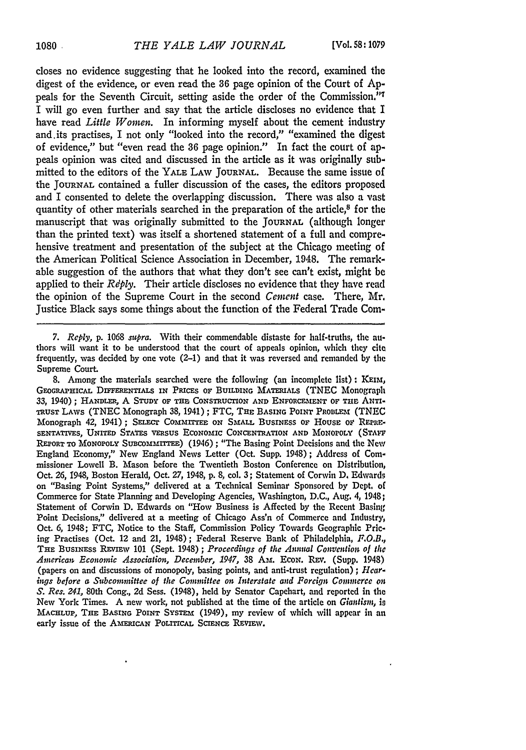closes no evidence suggesting that he looked into the record, examined the digest of the evidence, or even read the 36 page opinion of the Court of Appeals for the Seventh Circuit, setting aside the order of the Commission."[7] I will go even further and say that the article discloses no evidence that I have read *Little Women*. In informing myself about the cement industry and its practises, I not only "looked into the record," "examined the digest of evidence," but "even read the 36 page opinion." In fact the court of appeals opinion was cited and discussed in the article as it was originally submitted to the editors of the YALE LAW JOURNAL. Because the same issue of the JOURNAL contained a fuller discussion of the cases, the editors proposed and I consented to delete the overlapping discussion. There was also a vast quantity of other materials searched in the preparation of the article,[8] for the manuscript that was originally submitted to the JOURNAL (although longer than the printed text) was itself a shortened statement of a full and comprehensive treatment and presentation of the subject at the Chicago meeting of the American Political Science Association in December, 1948. The remarkable suggestion of the authors that what they don't see can't exist, might be applied to their *Reply*. Their article discloses no evidence that they have read the opinion of the Supreme Court in the second *Cement* case. There, Mr. Justice Black says some things about the function of the Federal Trade Com-

7. *Reply*, p. 1068 *supra*. With their commendable distaste for half-truths, the authors will want it to be understood that the court of appeals opinion, which they cite frequently, was decided by one vote (2-1) and that it was reversed and remanded by the Supreme Court.

8. Among the materials searched were the following (an incomplete list): KEIM, GEOGRAPHICAL DIFFERENTIALS IN PRICES OF BUILDING MATERIALS (TNEC Monograph 33, 1940); HANDLER, A STUDY OF THE CONSTRUCTION AND ENFORCEMENT OF THE ANTI-TRUST LAWS (TNEC Monograph 38, 1941); FTC, THE BASING POINT PROBLEM (TNEC Monograph 42, 1941); SELECT COMMITTEE ON SMALL BUSINESS OF HOUSE OF REPRESENTATIVES, UNITED STATES VERSUS ECONOMIC CONCENTRATION AND MONOPOLY (STAFF REPORT TO MONOPOLY SUBCOMMITTEE) (1946); "The Basing Point Decisions and the New England Economy," New England News Letter (Oct. Supp. 1948); Address of Commissioner Lowell B. Mason before the Twentieth Boston Conference on Distribution, Oct. 26, 1948, Boston Herald, Oct. 27, 1948, p. 8, col. 3; Statement of Corwin D. Edwards on "Basing Point Systems," delivered at a Technical Seminar Sponsored by Dept. of Commerce for State Planning and Developing Agencies, Washington, D.C., Aug. 4, 1948; Statement of Corwin D. Edwards on "How Business is Affected by the Recent Basing Point Decisions," delivered at a meeting of Chicago Ass'n of Commerce and Industry, Oct. 6, 1948; FTC, Notice to the Staff, Commission Policy Towards Geographic Pricing Practises (Oct. 12 and 21, 1948); Federal Reserve Bank of Philadelphia, *F.O.B.*, THE BUSINESS REVIEW 101 (Sept. 1948); *Proceedings of the Annual Convention of the American Economic Association, December, 1947*, 38 AM. ECON. REV. (Supp. 1948) (papers on and discussions of monopoly, basing points, and anti-trust regulation); *Hearings before a Subcommittee of the Committee on Interstate and Foreign Commerce on S. Res. 241*, 80th Cong., 2d Sess. (1948), held by Senator Capehart, and reported in the New York Times. A new work, not published at the time of the article on *Giantism*, is MACHLUP, THE BASING POINT SYSTEM (1949), my review of which will appear in an early issue of the AMERICAN POLITICAL SCIENCE REVIEW.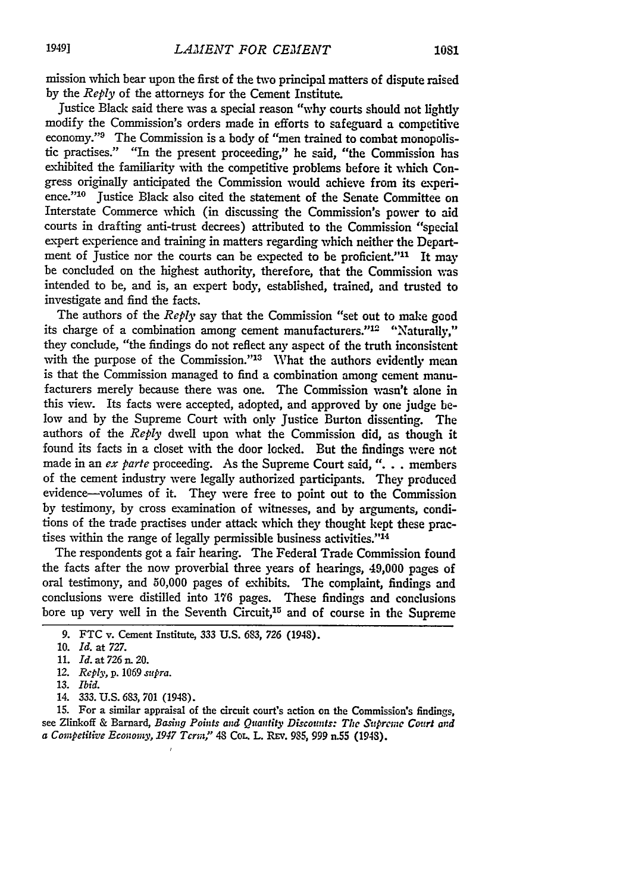mission which bear upon the first of the two principal matters of dispute raised by the *Reply* of the attorneys for the Cement Institute.

Justice Black said there was a special reason "why courts should not lightly modify the Commission's orders made in efforts to safeguard a competitive economy."[9] The Commission is a body of "men trained to combat monopolistic practises." "In the present proceeding," he said, "the Commission has exhibited the familiarity with the competitive problems before it which Congress originally anticipated the Commission would achieve from its experience."[10] Justice Black also cited the statement of the Senate Committee on Interstate Commerce which (in discussing the Commission's power to aid courts in drafting anti-trust decrees) attributed to the Commission "special expert experience and training in matters regarding which neither the Department of Justice nor the courts can be expected to be proficient."[11] It may be concluded on the highest authority, therefore, that the Commission was intended to be, and is, an expert body, established, trained, and trusted to investigate and find the facts.

The authors of the *Reply* say that the Commission "set out to make good its charge of a combination among cement manufacturers."[12] "Naturally," they conclude, "the findings do not reflect any aspect of the truth inconsistent with the purpose of the Commission."[13] What the authors evidently mean is that the Commission managed to find a combination among cement manufacturers merely because there was one. The Commission wasn't alone in this view. Its facts were accepted, adopted, and approved by one judge below and by the Supreme Court with only Justice Burton dissenting. The authors of the *Reply* dwell upon what the Commission did, as though it found its facts in a closet with the door locked. But the findings were not made in an *ex parte* proceeding. As the Supreme Court said, ". . . members of the cement industry were legally authorized participants. They produced evidence—volumes of it. They were free to point out to the Commission by testimony, by cross examination of witnesses, and by arguments, conditions of the trade practises under attack which they thought kept these practises within the range of legally permissible business activities."[14]

The respondents got a fair hearing. The Federal Trade Commission found the facts after the now proverbial three years of hearings, 49,000 pages of oral testimony, and 50,000 pages of exhibits. The complaint, findings and conclusions were distilled into 176 pages. These findings and conclusions bore up very well in the Seventh Circuit,[15] and of course in the Supreme

---

9. FTC v. Cement Institute, 333 U.S. 683, 726 (1948).

10. *Id.* at 727.

11. *Id.* at 726 n. 20.

12. *Reply*, p. 1069 *supra*.

13. *Ibid.*

14. 333. U.S. 683, 701 (1948).

15. For a similar appraisal of the circuit court's action on the Commission's findings, see Zlinkoff & Barnard, *Basing Points and Quantity Discounts: The Supreme Court and a Competitive Economy, 1947 Term*," 48 Col. L. Rev. 985, 999 n.55 (1948).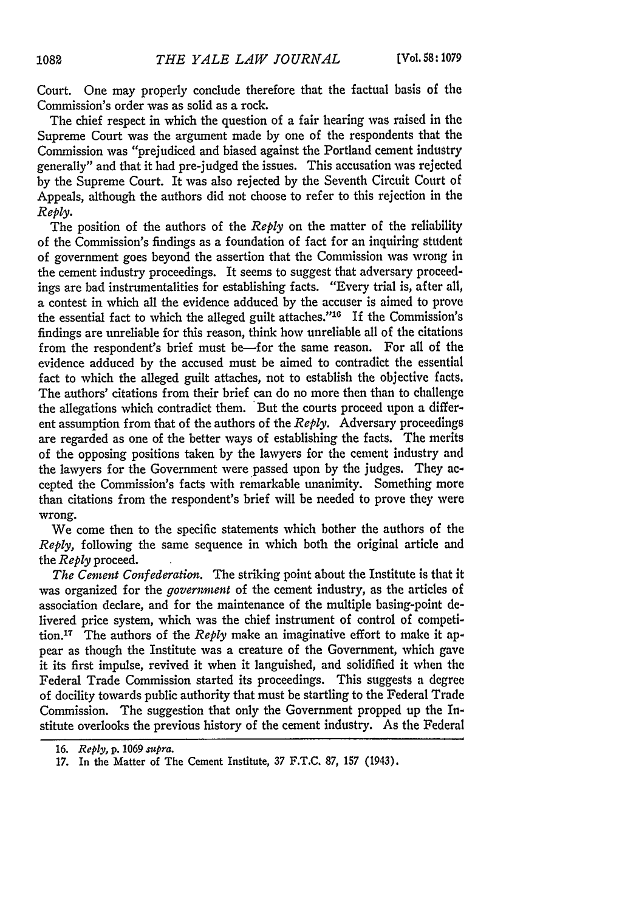Court. One may properly conclude therefore that the factual basis of the Commission's order was as solid as a rock.

The chief respect in which the question of a fair hearing was raised in the Supreme Court was the argument made by one of the respondents that the Commission was "prejudiced and biased against the Portland cement industry generally" and that it had pre-judged the issues. This accusation was rejected by the Supreme Court. It was also rejected by the Seventh Circuit Court of Appeals, although the authors did not choose to refer to this rejection in the *Reply*.

The position of the authors of the *Reply* on the matter of the reliability of the Commission's findings as a foundation of fact for an inquiring student of government goes beyond the assertion that the Commission was wrong in the cement industry proceedings. It seems to suggest that adversary proceedings are bad instrumentalities for establishing facts. "Every trial is, after all, a contest in which all the evidence adduced by the accuser is aimed to prove the essential fact to which the alleged guilt attaches."[16] If the Commission's findings are unreliable for this reason, think how unreliable all of the citations from the respondent's brief must be—for the same reason. For all of the evidence adduced by the accused must be aimed to contradict the essential fact to which the alleged guilt attaches, not to establish the objective facts. The authors' citations from their brief can do no more then than to challenge the allegations which contradict them. But the courts proceed upon a different assumption from that of the authors of the *Reply*. Adversary proceedings are regarded as one of the better ways of establishing the facts. The merits of the opposing positions taken by the lawyers for the cement industry and the lawyers for the Government were passed upon by the judges. They accepted the Commission's facts with remarkable unanimity. Something more than citations from the respondent's brief will be needed to prove they were wrong.

We come then to the specific statements which bother the authors of the *Reply*, following the same sequence in which both the original article and the *Reply* proceed.

*The Cement Confederation.* The striking point about the Institute is that it was organized for the *government* of the cement industry, as the articles of association declare, and for the maintenance of the multiple basing-point delivered price system, which was the chief instrument of control of competition.[17] The authors of the *Reply* make an imaginative effort to make it appear as though the Institute was a creature of the Government, which gave it its first impulse, revived it when it languished, and solidified it when the Federal Trade Commission started its proceedings. This suggests a degree of docility towards public authority that must be startling to the Federal Trade Commission. The suggestion that only the Government propped up the Institute overlooks the previous history of the cement industry. As the Federal

16. *Reply*, p. 1069 *supra*.

17. In the Matter of The Cement Institute, 37 F.T.C. 87, 157 (1943).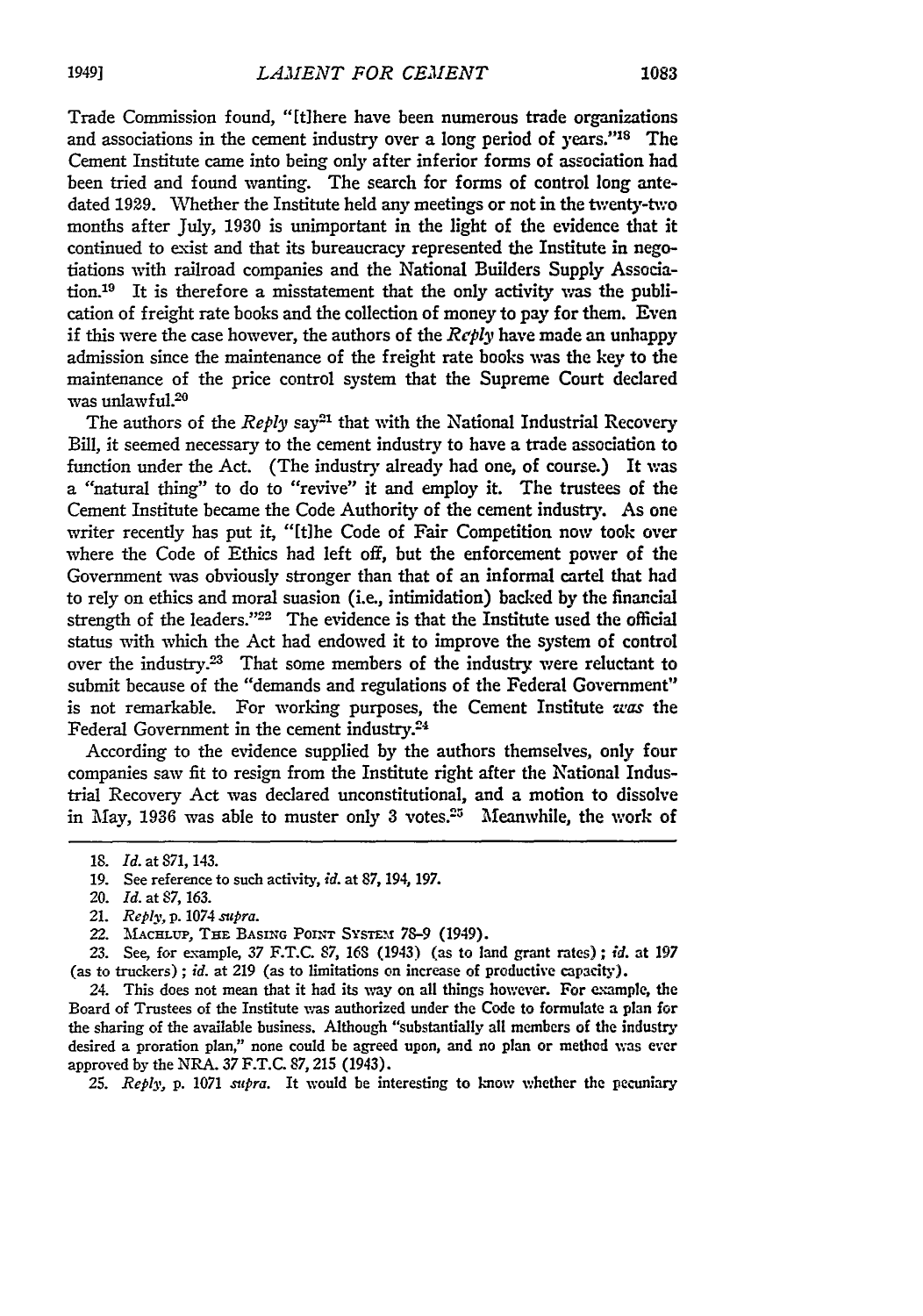Trade Commission found, "[t]here have been numerous trade organizations and associations in the cement industry over a long period of years."[18] The Cement Institute came into being only after inferior forms of association had been tried and found wanting. The search for forms of control long antedated 1929. Whether the Institute held any meetings or not in the twenty-two months after July, 1930 is unimportant in the light of the evidence that it continued to exist and that its bureaucracy represented the Institute in negotiations with railroad companies and the National Builders Supply Association.[19] It is therefore a misstatement that the only activity was the publication of freight rate books and the collection of money to pay for them. Even if this were the case however, the authors of the *Reply* have made an unhappy admission since the maintenance of the freight rate books was the key to the maintenance of the price control system that the Supreme Court declared was unlawful.[20]

The authors of the *Reply* say[21] that with the National Industrial Recovery Bill, it seemed necessary to the cement industry to have a trade association to function under the Act. (The industry already had one, of course.) It was a "natural thing" to do to "revive" it and employ it. The trustees of the Cement Institute became the Code Authority of the cement industry. As one writer recently has put it, "[t]he Code of Fair Competition now took over where the Code of Ethics had left off, but the enforcement power of the Government was obviously stronger than that of an informal cartel that had to rely on ethics and moral suasion (i.e., intimidation) backed by the financial strength of the leaders."[22] The evidence is that the Institute used the official status with which the Act had endowed it to improve the system of control over the industry.[23] That some members of the industry were reluctant to submit because of the "demands and regulations of the Federal Government" is not remarkable. For working purposes, the Cement Institute *was* the Federal Government in the cement industry.[24]

According to the evidence supplied by the authors themselves, only four companies saw fit to resign from the Institute right after the National Industrial Recovery Act was declared unconstitutional, and a motion to dissolve in May, 1936 was able to muster only 3 votes.[25] Meanwhile, the work of

---

18. *Id.* at 871, 143.

19. See reference to such activity, *id.* at 87, 194, 197.

20. *Id.* at 87, 163.

21. *Reply*, p. 1074 *supra*.

22. Machlup, The Basing Point System 78-9 (1949).

23. See, for example, 37 F.T.C. 87, 168 (1943) (as to land grant rates); *id.* at 197 (as to truckers); *id.* at 219 (as to limitations on increase of productive capacity).

24. This does not mean that it had its way on all things however. For example, the Board of Trustees of the Institute was authorized under the Code to formulate a plan for the sharing of the available business. Although "substantially all members of the industry desired a proration plan," none could be agreed upon, and no plan or method was ever approved by the NRA. 37 F.T.C. 87, 215 (1943).

25. *Reply*, p. 1071 *supra*. It would be interesting to know whether the pecuniary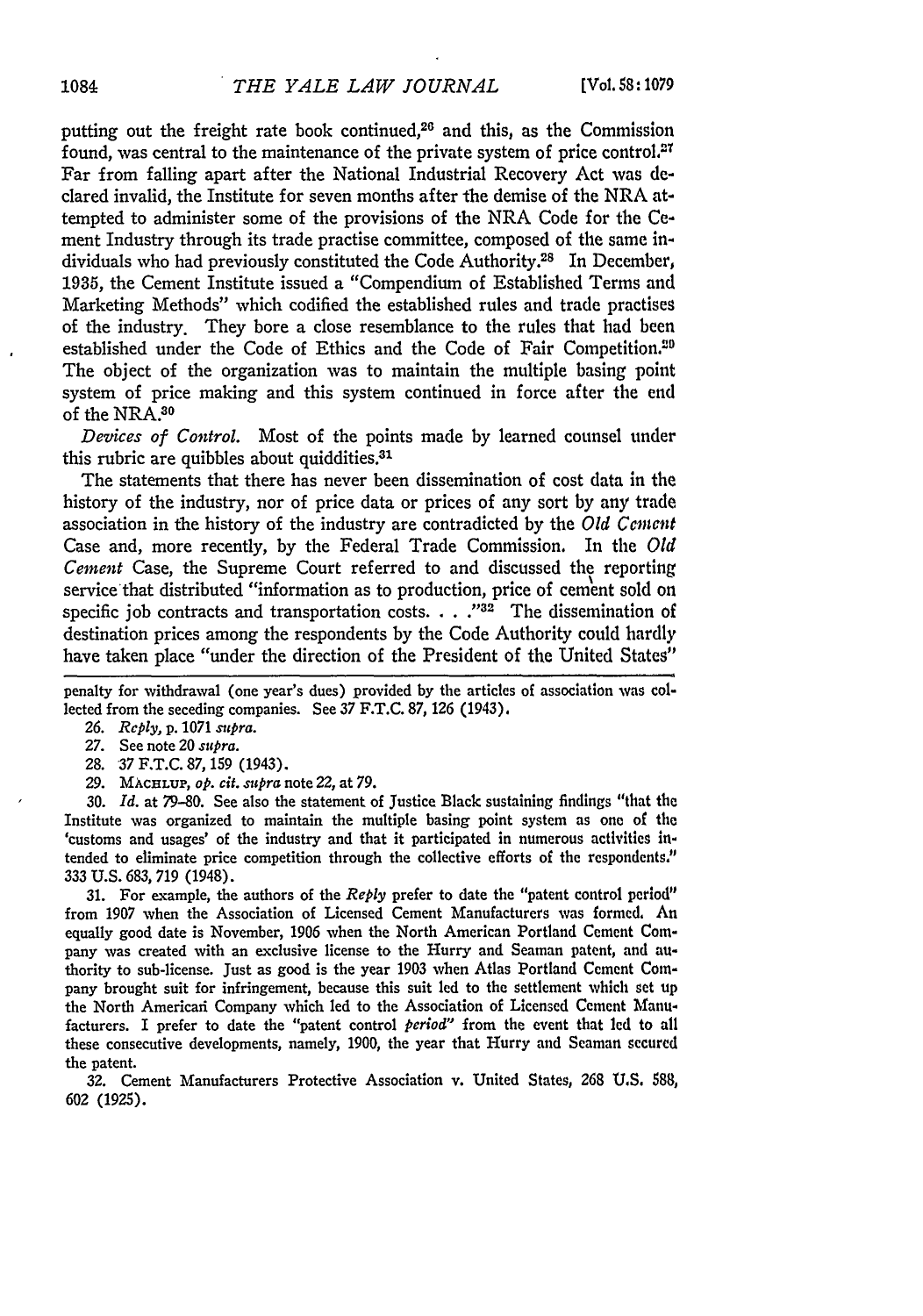putting out the freight rate book continued,[26] and this, as the Commission found, was central to the maintenance of the private system of price control.[27] Far from falling apart after the National Industrial Recovery Act was declared invalid, the Institute for seven months after the demise of the NRA attempted to administer some of the provisions of the NRA Code for the Cement Industry through its trade practise committee, composed of the same individuals who had previously constituted the Code Authority.[28] In December, 1935, the Cement Institute issued a "Compendium of Established Terms and Marketing Methods" which codified the established rules and trade practises of the industry. They bore a close resemblance to the rules that had been established under the Code of Ethics and the Code of Fair Competition.[29] The object of the organization was to maintain the multiple basing point system of price making and this system continued in force after the end of the NRA.[30]

*Devices of Control.* Most of the points made by learned counsel under this rubric are quibbles about quiddities.[31]

The statements that there has never been dissemination of cost data in the history of the industry, nor of price data or prices of any sort by any trade association in the history of the industry are contradicted by the *Old Cement* Case and, more recently, by the Federal Trade Commission. In the *Old Cement* Case, the Supreme Court referred to and discussed the reporting service that distributed "information as to production, price of cement sold on specific job contracts and transportation costs. . . ."[32] The dissemination of destination prices among the respondents by the Code Authority could hardly have taken place "under the direction of the President of the United States"

---

penalty for withdrawal (one year's dues) provided by the articles of association was collected from the seceding companies. See 37 F.T.C. 87, 126 (1943).

26. *Reply*, p. 1071 *supra*.

27. See note 20 *supra*.

28. 37 F.T.C. 87, 159 (1943).

29. MACHLUP, *op. cit. supra* note 22, at 79.

30. *Id.* at 79–80. See also the statement of Justice Black sustaining findings "that the Institute was organized to maintain the multiple basing point system as one of the 'customs and usages' of the industry and that it participated in numerous activities intended to eliminate price competition through the collective efforts of the respondents." 333 U.S. 683, 719 (1948).

31. For example, the authors of the *Reply* prefer to date the "patent control period" from 1907 when the Association of Licensed Cement Manufacturers was formed. An equally good date is November, 1906 when the North American Portland Cement Company was created with an exclusive license to the Hurry and Seaman patent, and authority to sub-license. Just as good is the year 1903 when Atlas Portland Cement Company brought suit for infringement, because this suit led to the settlement which set up the North American Company which led to the Association of Licensed Cement Manufacturers. I prefer to date the "patent control *period*" from the event that led to all these consecutive developments, namely, 1900, the year that Hurry and Seaman secured the patent.

32. Cement Manufacturers Protective Association v. United States, 268 U.S. 588, 602 (1925).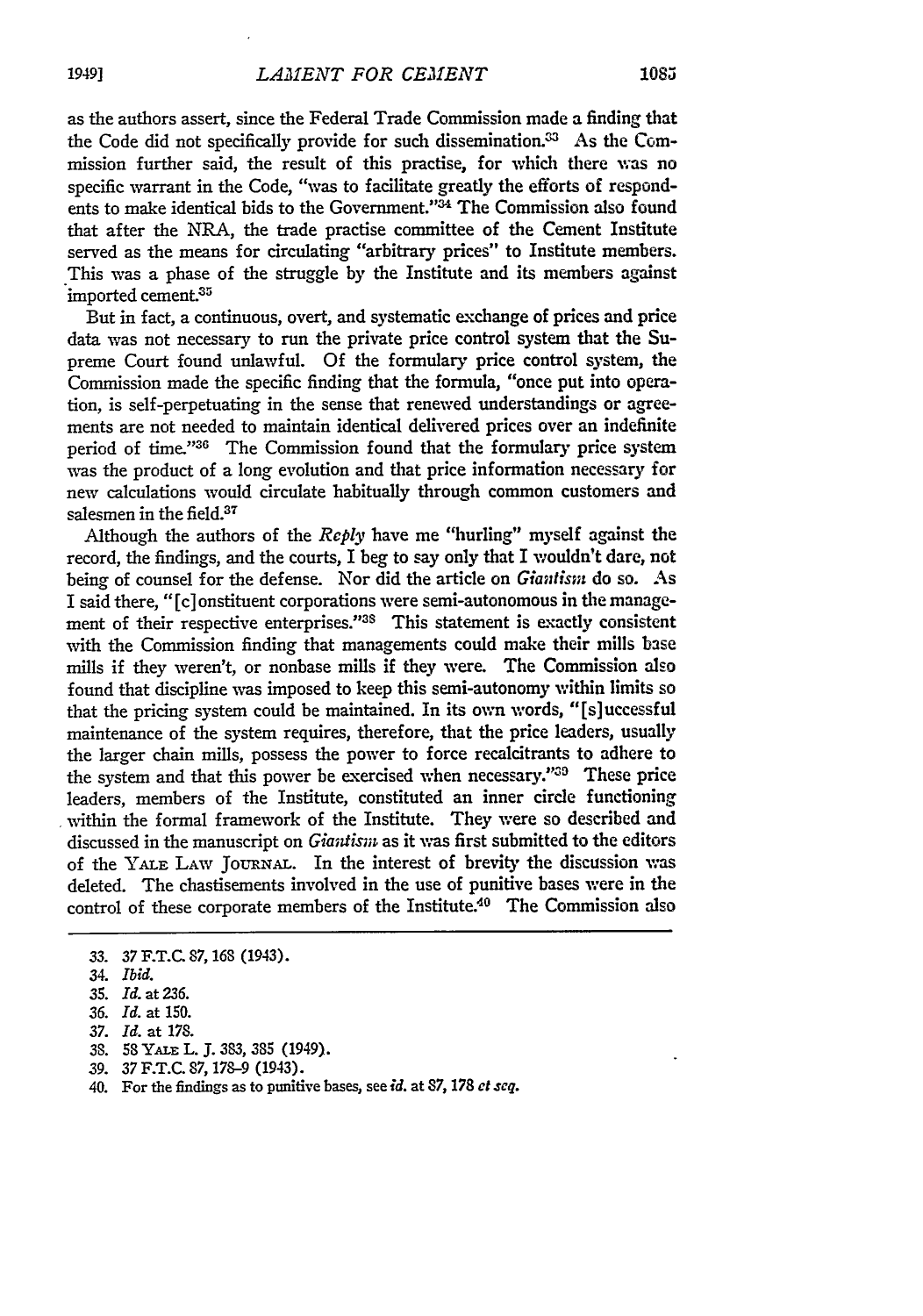as the authors assert, since the Federal Trade Commission made a finding that the Code did not specifically provide for such dissemination.[33] As the Commission further said, the result of this practise, for which there was no specific warrant in the Code, "was to facilitate greatly the efforts of respondents to make identical bids to the Government."[34] The Commission also found that after the NRA, the trade practise committee of the Cement Institute served as the means for circulating "arbitrary prices" to Institute members. This was a phase of the struggle by the Institute and its members against imported cement.[35]

But in fact, a continuous, overt, and systematic exchange of prices and price data was not necessary to run the private price control system that the Supreme Court found unlawful. Of the formulary price control system, the Commission made the specific finding that the formula, "once put into operation, is self-perpetuating in the sense that renewed understandings or agreements are not needed to maintain identical delivered prices over an indefinite period of time."[36] The Commission found that the formulary price system was the product of a long evolution and that price information necessary for new calculations would circulate habitually through common customers and salesmen in the field.[37]

Although the authors of the *Reply* have me "hurling" myself against the record, the findings, and the courts, I beg to say only that I wouldn't dare, not being of counsel for the defense. Nor did the article on *Giantism* do so. As I said there, "[c]onstituent corporations were semi-autonomous in the management of their respective enterprises."[38] This statement is exactly consistent with the Commission finding that managements could make their mills base mills if they weren't, or nonbase mills if they were. The Commission also found that discipline was imposed to keep this semi-autonomy within limits so that the pricing system could be maintained. In its own words, "[s]uccessful maintenance of the system requires, therefore, that the price leaders, usually the larger chain mills, possess the power to force recalcitrants to adhere to the system and that this power be exercised when necessary."[39] These price leaders, members of the Institute, constituted an inner circle functioning within the formal framework of the Institute. They were so described and discussed in the manuscript on *Giantism* as it was first submitted to the editors of the YALE LAW JOURNAL. In the interest of brevity the discussion was deleted. The chastisements involved in the use of punitive bases were in the control of these corporate members of the Institute.[40] The Commission also

33. 37 F.T.C. 87, 168 (1943).
34. *Ibid.*
35. *Id.* at 236.
36. *Id.* at 150.
37. *Id.* at 178.
38. 58 YALE L. J. 383, 385 (1949).
39. 37 F.T.C. 87, 178–9 (1943).
40. For the findings as to punitive bases, see *id.* at 87, 178 *et seq.*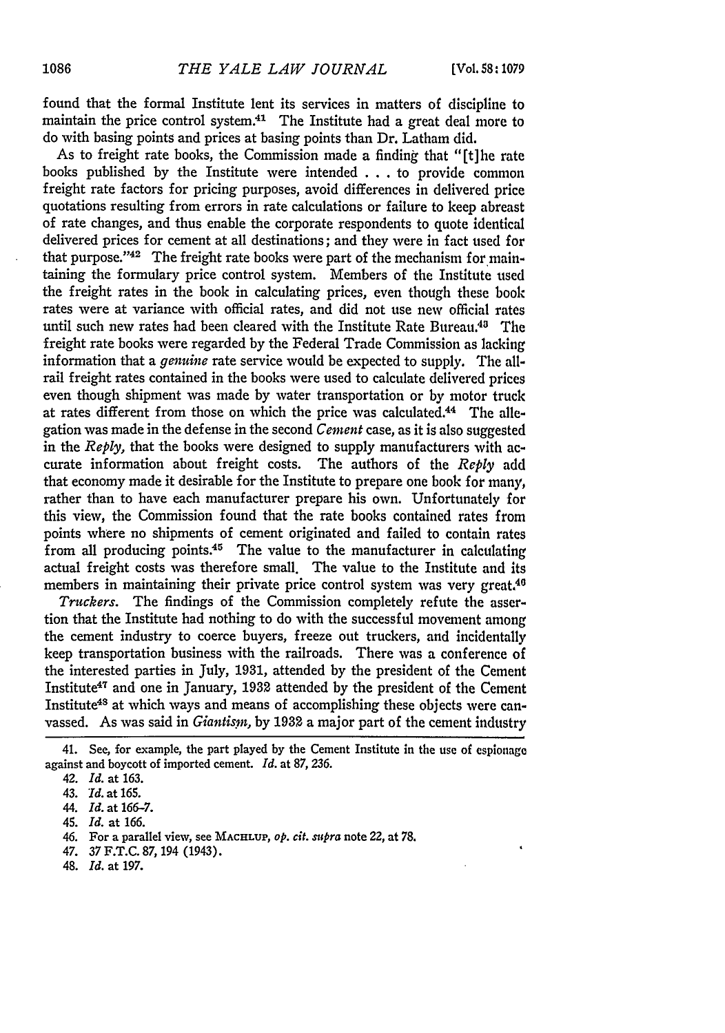found that the formal Institute lent its services in matters of discipline to maintain the price control system.[41] The Institute had a great deal more to do with basing points and prices at basing points than Dr. Latham did.

As to freight rate books, the Commission made a finding that "[t]he rate books published by the Institute were intended . . . to provide common freight rate factors for pricing purposes, avoid differences in delivered price quotations resulting from errors in rate calculations or failure to keep abreast of rate changes, and thus enable the corporate respondents to quote identical delivered prices for cement at all destinations; and they were in fact used for that purpose."[42] The freight rate books were part of the mechanism for maintaining the formulary price control system. Members of the Institute used the freight rates in the book in calculating prices, even though these book rates were at variance with official rates, and did not use new official rates until such new rates had been cleared with the Institute Rate Bureau.[43] The freight rate books were regarded by the Federal Trade Commission as lacking information that a *genuine* rate service would be expected to supply. The all-rail freight rates contained in the books were used to calculate delivered prices even though shipment was made by water transportation or by motor truck at rates different from those on which the price was calculated.[44] The allegation was made in the defense in the second *Cement* case, as it is also suggested in the *Reply*, that the books were designed to supply manufacturers with accurate information about freight costs. The authors of the *Reply* add that economy made it desirable for the Institute to prepare one book for many, rather than to have each manufacturer prepare his own. Unfortunately for this view, the Commission found that the rate books contained rates from points where no shipments of cement originated and failed to contain rates from all producing points.[45] The value to the manufacturer in calculating actual freight costs was therefore small. The value to the Institute and its members in maintaining their private price control system was very great.[46]

*Truckers.* The findings of the Commission completely refute the assertion that the Institute had nothing to do with the successful movement among the cement industry to coerce buyers, freeze out truckers, and incidentally keep transportation business with the railroads. There was a conference of the interested parties in July, 1931, attended by the president of the Cement Institute[47] and one in January, 1932 attended by the president of the Cement Institute[48] at which ways and means of accomplishing these objects were canvassed. As was said in *Giantism*, by 1932 a major part of the cement industry

---

41. See, for example, the part played by the Cement Institute in the use of espionage against and boycott of imported cement. *Id.* at 87, 236.

42. *Id.* at 163.

43. *Id.* at 165.

44. *Id.* at 166-7.

45. *Id.* at 166.

46. For a parallel view, see MACHLUP, *op. cit. supra* note 22, at 78.

47. 37 F.T.C. 87, 194 (1943).

48. *Id.* at 197.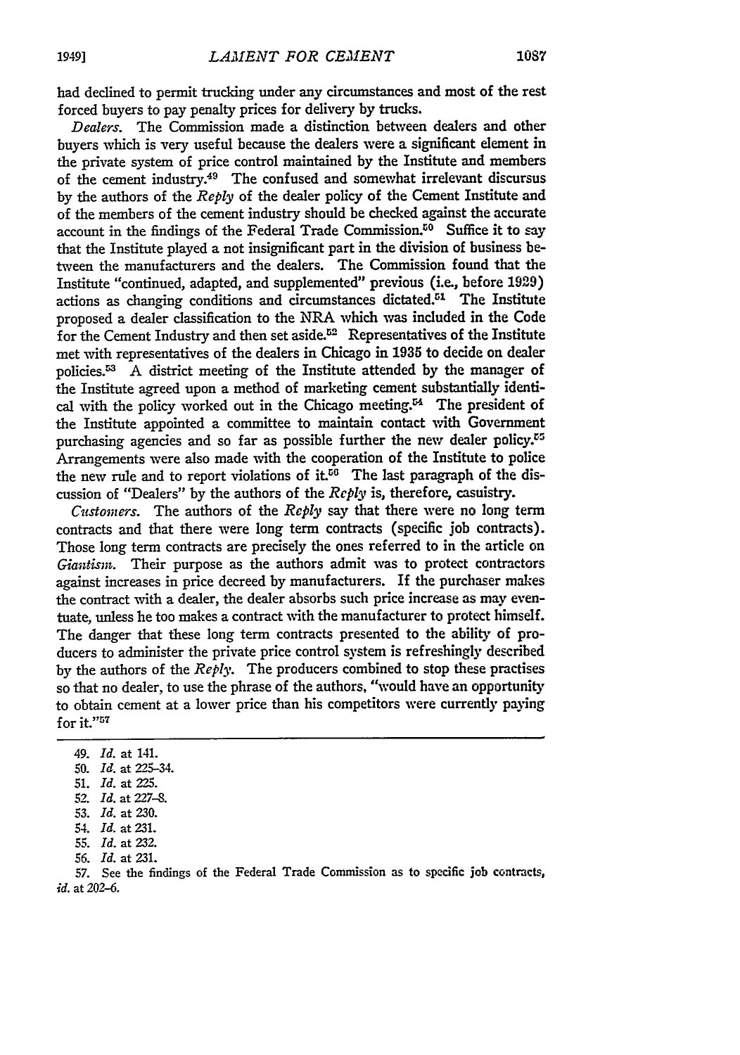had declined to permit trucking under any circumstances and most of the rest forced buyers to pay penalty prices for delivery by trucks.

*Dealers.* The Commission made a distinction between dealers and other buyers which is very useful because the dealers were a significant element in the private system of price control maintained by the Institute and members of the cement industry.[49] The confused and somewhat irrelevant discursus by the authors of the *Reply* of the dealer policy of the Cement Institute and of the members of the cement industry should be checked against the accurate account in the findings of the Federal Trade Commission.[50] Suffice it to say that the Institute played a not insignificant part in the division of business between the manufacturers and the dealers. The Commission found that the Institute "continued, adapted, and supplemented" previous (i.e., before 1929) actions as changing conditions and circumstances dictated.[51] The Institute proposed a dealer classification to the NRA which was included in the Code for the Cement Industry and then set aside.[52] Representatives of the Institute met with representatives of the dealers in Chicago in 1935 to decide on dealer policies.[53] A district meeting of the Institute attended by the manager of the Institute agreed upon a method of marketing cement substantially identical with the policy worked out in the Chicago meeting.[54] The president of the Institute appointed a committee to maintain contact with Government purchasing agencies and so far as possible further the new dealer policy.[55] Arrangements were also made with the cooperation of the Institute to police the new rule and to report violations of it.[56] The last paragraph of the discussion of "Dealers" by the authors of the *Reply* is, therefore, casuistry.

*Customers.* The authors of the *Reply* say that there were no long term contracts and that there were long term contracts (specific job contracts). Those long term contracts are precisely the ones referred to in the article on *Giantism.* Their purpose as the authors admit was to protect contractors against increases in price decreed by manufacturers. If the purchaser makes the contract with a dealer, the dealer absorbs such price increase as may eventuate, unless he too makes a contract with the manufacturer to protect himself. The danger that these long term contracts presented to the ability of producers to administer the private price control system is refreshingly described by the authors of the *Reply.* The producers combined to stop these practises so that no dealer, to use the phrase of the authors, "would have an opportunity to obtain cement at a lower price than his competitors were currently paying for it."[57]

---

49. *Id.* at 141.
50. *Id.* at 225–34.
51. *Id.* at 225.
52. *Id.* at 227–8.
53. *Id.* at 230.
54. *Id.* at 231.
55. *Id.* at 232.
56. *Id.* at 231.
57. See the findings of the Federal Trade Commission as to specific job contracts, *id.* at 202–6.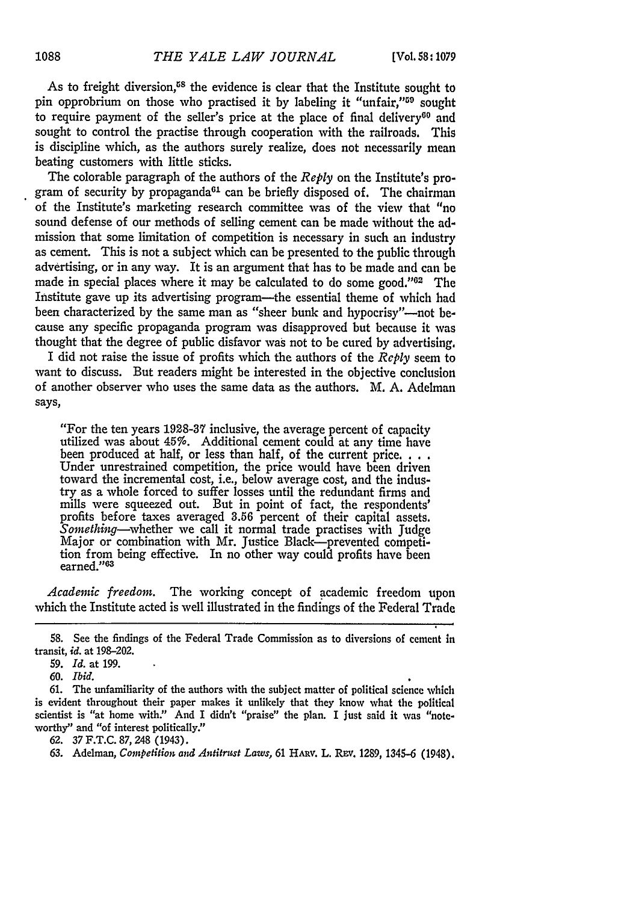As to freight diversion,[58] the evidence is clear that the Institute sought to pin opprobrium on those who practised it by labeling it "unfair,"[59] sought to require payment of the seller's price at the place of final delivery[60] and sought to control the practise through cooperation with the railroads. This is discipline which, as the authors surely realize, does not necessarily mean beating customers with little sticks.

The colorable paragraph of the authors of the *Reply* on the Institute's program of security by propaganda[61] can be briefly disposed of. The chairman of the Institute's marketing research committee was of the view that "no sound defense of our methods of selling cement can be made without the admission that some limitation of competition is necessary in such an industry as cement. This is not a subject which can be presented to the public through advertising, or in any way. It is an argument that has to be made and can be made in special places where it may be calculated to do some good."[62] The Institute gave up its advertising program—the essential theme of which had been characterized by the same man as "sheer bunk and hypocrisy"—not because any specific propaganda program was disapproved but because it was thought that the degree of public disfavor was not to be cured by advertising.

I did not raise the issue of profits which the authors of the *Reply* seem to want to discuss. But readers might be interested in the objective conclusion of another observer who uses the same data as the authors. M. A. Adelman says,

> "For the ten years 1928-37 inclusive, the average percent of capacity utilized was about 45%. Additional cement could at any time have been produced at half, or less than half, of the current price. . . . Under unrestrained competition, the price would have been driven toward the incremental cost, i.e., below average cost, and the industry as a whole forced to suffer losses until the redundant firms and mills were squeezed out. But in point of fact, the respondents' profits before taxes averaged 3.56 percent of their capital assets. *Something*—whether we call it normal trade practises with Judge Major or combination with Mr. Justice Black—prevented competition from being effective. In no other way could profits have been earned."[63]

*Academic freedom.* The working concept of academic freedom upon which the Institute acted is well illustrated in the findings of the Federal Trade

---

58. See the findings of the Federal Trade Commission as to diversions of cement in transit, *id.* at 198–202.

59. *Id.* at 199.

60. *Ibid.*

61. The unfamiliarity of the authors with the subject matter of political science which is evident throughout their paper makes it unlikely that they know what the political scientist is "at home with." And I didn't "praise" the plan. I just said it was "noteworthy" and "of interest politically."

62. 37 F.T.C. 87, 248 (1943).

63. Adelman, *Competition and Antitrust Laws*, 61 HARV. L. REV. 1289, 1345–6 (1948).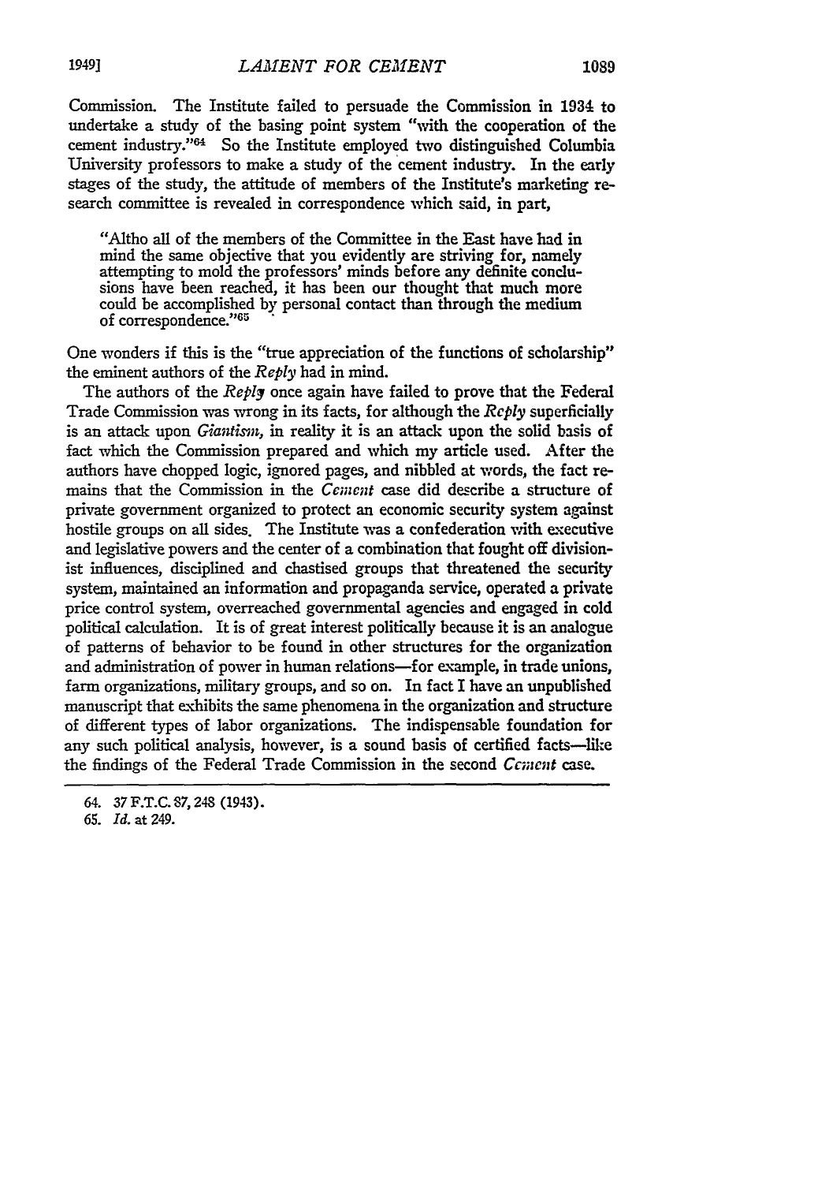Commission. The Institute failed to persuade the Commission in 1934 to undertake a study of the basing point system "with the cooperation of the cement industry."[64] So the Institute employed two distinguished Columbia University professors to make a study of the cement industry. In the early stages of the study, the attitude of members of the Institute's marketing research committee is revealed in correspondence which said, in part,

> "Altho all of the members of the Committee in the East have had in mind the same objective that you evidently are striving for, namely attempting to mold the professors' minds before any definite conclusions have been reached, it has been our thought that much more could be accomplished by personal contact than through the medium of correspondence."[65]

One wonders if this is the "true appreciation of the functions of scholarship" the eminent authors of the *Reply* had in mind.

The authors of the *Reply* once again have failed to prove that the Federal Trade Commission was wrong in its facts, for although the *Reply* superficially is an attack upon *Giantism*, in reality it is an attack upon the solid basis of fact which the Commission prepared and which my article used. After the authors have chopped logic, ignored pages, and nibbled at words, the fact remains that the Commission in the *Cement* case did describe a structure of private government organized to protect an economic security system against hostile groups on all sides. The Institute was a confederation with executive and legislative powers and the center of a combination that fought off divisionist influences, disciplined and chastised groups that threatened the security system, maintained an information and propaganda service, operated a private price control system, overreached governmental agencies and engaged in cold political calculation. It is of great interest politically because it is an analogue of patterns of behavior to be found in other structures for the organization and administration of power in human relations—for example, in trade unions, farm organizations, military groups, and so on. In fact I have an unpublished manuscript that exhibits the same phenomena in the organization and structure of different types of labor organizations. The indispensable foundation for any such political analysis, however, is a sound basis of certified facts—like the findings of the Federal Trade Commission in the second *Cement* case.

64. 37 F.T.C. 87, 248 (1943).

65. *Id.* at 249.